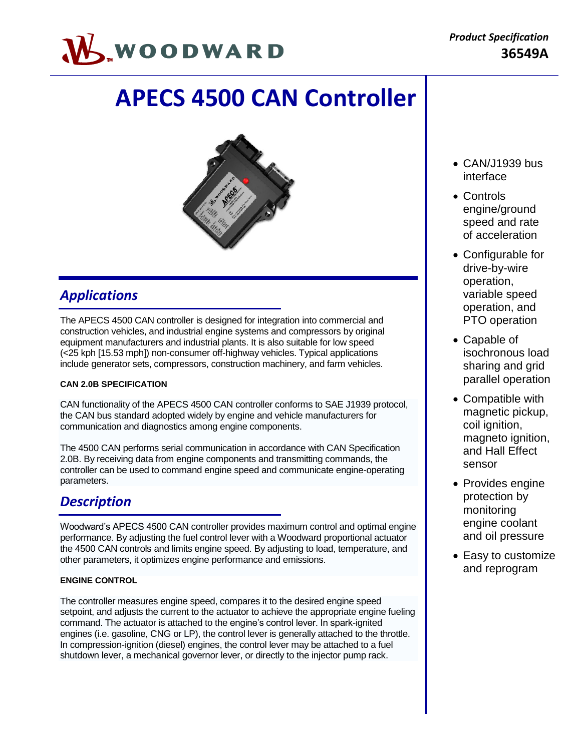Product Specification
**36549A**

# APECS 4500 CAN Controller

- CAN/J1939 bus interface
- Controls engine/ground speed and rate of acceleration
- Configurable for drive-by-wire operation, variable speed operation, and PTO operation
- Capable of isochronous load sharing and grid parallel operation
- Compatible with magnetic pickup, coil ignition, magneto ignition, and Hall Effect sensor
- Provides engine protection by monitoring engine coolant and oil pressure
- Easy to customize and reprogram

## *Applications*

The APECS 4500 CAN controller is designed for integration into commercial and construction vehicles, and industrial engine systems and compressors by original equipment manufacturers and industrial plants. It is also suitable for low speed (<25 kph [15.53 mph]) non-consumer off-highway vehicles. Typical applications include generator sets, compressors, construction machinery, and farm vehicles.

#### CAN 2.0B SPECIFICATION

CAN functionality of the APECS 4500 CAN controller conforms to SAE J1939 protocol, the CAN bus standard adopted widely by engine and vehicle manufacturers for communication and diagnostics among engine components.

The 4500 CAN performs serial communication in accordance with CAN Specification 2.0B. By receiving data from engine components and transmitting commands, the controller can be used to command engine speed and communicate engine-operating parameters.

## *Description*

Woodward's APECS 4500 CAN controller provides maximum control and optimal engine performance. By adjusting the fuel control lever with a Woodward proportional actuator the 4500 CAN controls and limits engine speed. By adjusting to load, temperature, and other parameters, it optimizes engine performance and emissions.

#### ENGINE CONTROL

The controller measures engine speed, compares it to the desired engine speed setpoint, and adjusts the current to the actuator to achieve the appropriate engine fueling command. The actuator is attached to the engine's control lever. In spark-ignited engines (i.e. gasoline, CNG or LP), the control lever is generally attached to the throttle. In compression-ignition (diesel) engines, the control lever may be attached to a fuel shutdown lever, a mechanical governor lever, or directly to the injector pump rack.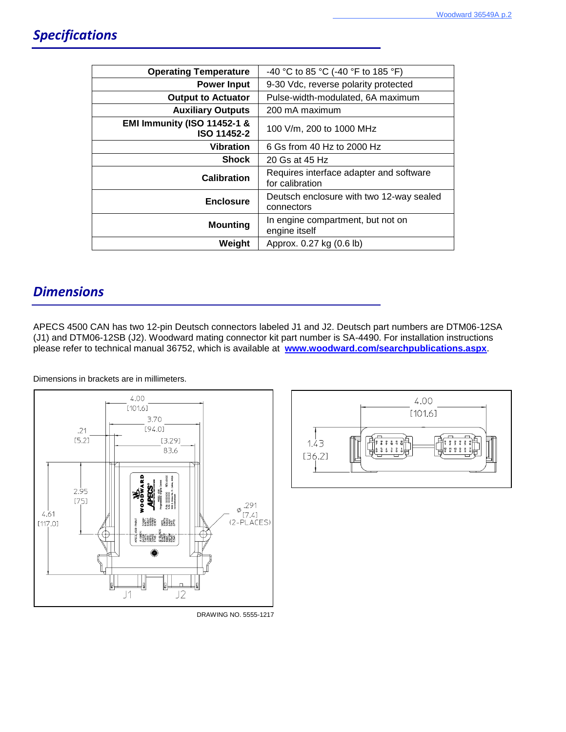## Specifications

| Operating Temperature | -40 °C to 85 °C (-40 °F to 185 °F) |
|---:|---|
| Power Input | 9-30 Vdc, reverse polarity protected |
| Output to Actuator | Pulse-width-modulated, 6A maximum |
| Auxiliary Outputs | 200 mA maximum |
| EMI Immunity (ISO 11452-1 & ISO 11452-2 | 100 V/m, 200 to 1000 MHz |
| Vibration | 6 Gs from 40 Hz to 2000 Hz |
| Shock | 20 Gs at 45 Hz |
| Calibration | Requires interface adapter and software for calibration |
| Enclosure | Deutsch enclosure with two 12-way sealed connectors |
| Mounting | In engine compartment, but not on engine itself |
| Weight | Approx. 0.27 kg (0.6 lb) |

## Dimensions

APECS 4500 CAN has two 12-pin Deutsch connectors labeled J1 and J2. Deutsch part numbers are DTM06-12SA (J1) and DTM06-12SB (J2). Woodward mating connector kit part number is SA-4490. For installation instructions please refer to technical manual 36752, which is available at **www.woodward.com/searchpublications.aspx**.

Dimensions in brackets are in millimeters.

DRAWING NO. 5555-1217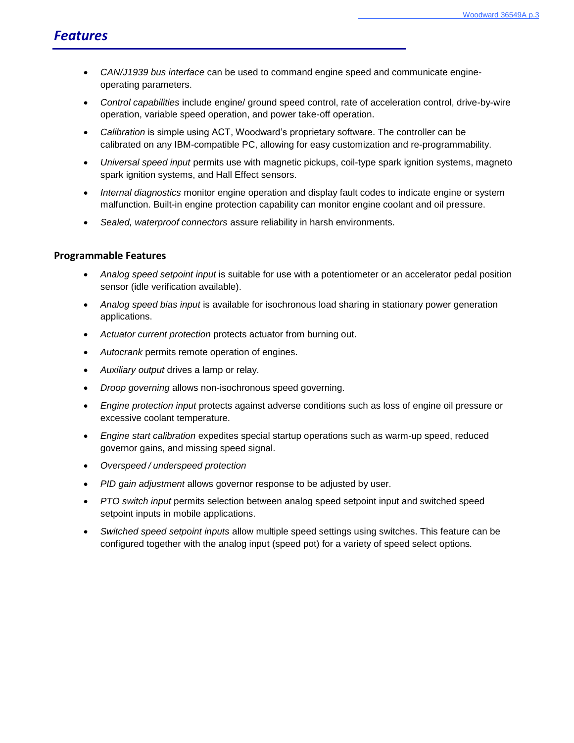## Features

- *CAN/J1939 bus interface* can be used to command engine speed and communicate engine-operating parameters.
- *Control capabilities* include engine/ ground speed control, rate of acceleration control, drive-by-wire operation, variable speed operation, and power take-off operation.
- *Calibration* is simple using ACT, Woodward's proprietary software. The controller can be calibrated on any IBM-compatible PC, allowing for easy customization and re-programmability.
- *Universal speed input* permits use with magnetic pickups, coil-type spark ignition systems, magneto spark ignition systems, and Hall Effect sensors.
- *Internal diagnostics* monitor engine operation and display fault codes to indicate engine or system malfunction. Built-in engine protection capability can monitor engine coolant and oil pressure.
- *Sealed, waterproof connectors* assure reliability in harsh environments.

### Programmable Features

- *Analog speed setpoint input* is suitable for use with a potentiometer or an accelerator pedal position sensor (idle verification available).
- *Analog speed bias input* is available for isochronous load sharing in stationary power generation applications.
- *Actuator current protection* protects actuator from burning out.
- *Autocrank* permits remote operation of engines.
- *Auxiliary output* drives a lamp or relay.
- *Droop governing* allows non-isochronous speed governing.
- *Engine protection input* protects against adverse conditions such as loss of engine oil pressure or excessive coolant temperature.
- *Engine start calibration* expedites special startup operations such as warm-up speed, reduced governor gains, and missing speed signal.
- *Overspeed / underspeed protection*
- *PID gain adjustment* allows governor response to be adjusted by user.
- *PTO switch input* permits selection between analog speed setpoint input and switched speed setpoint inputs in mobile applications.
- *Switched speed setpoint inputs* allow multiple speed settings using switches. This feature can be configured together with the analog input (speed pot) for a variety of speed select options.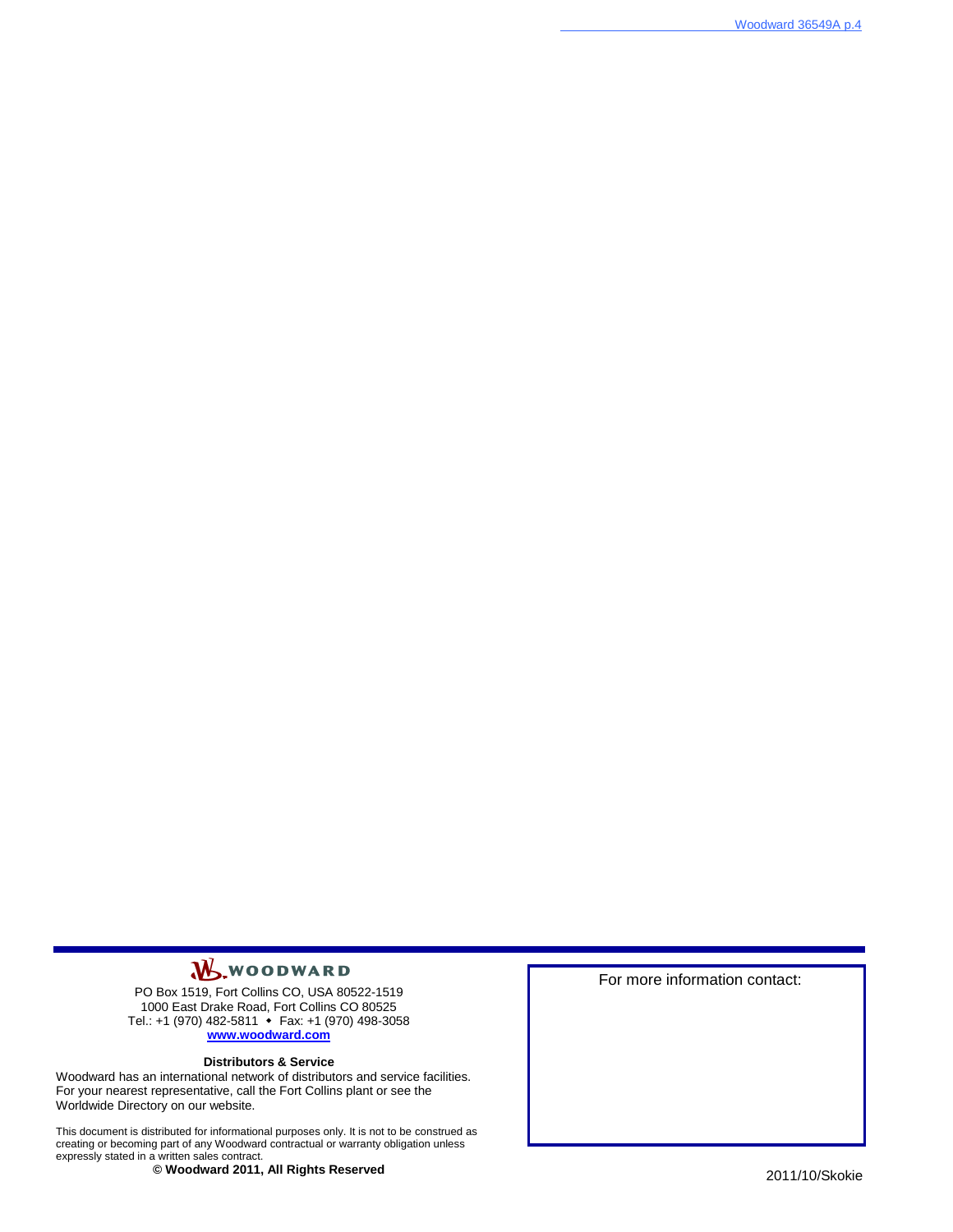**WOODWARD**

PO Box 1519, Fort Collins CO, USA 80522-1519
1000 East Drake Road, Fort Collins CO 80525
Tel.: +1 (970) 482-5811 • Fax: +1 (970) 498-3058
**www.woodward.com**

**Distributors & Service**

Woodward has an international network of distributors and service facilities. For your nearest representative, call the Fort Collins plant or see the Worldwide Directory on our website.

This document is distributed for informational purposes only. It is not to be construed as creating or becoming part of any Woodward contractual or warranty obligation unless expressly stated in a written sales contract.

**© Woodward 2011, All Rights Reserved**

For more information contact:

2011/10/Skokie